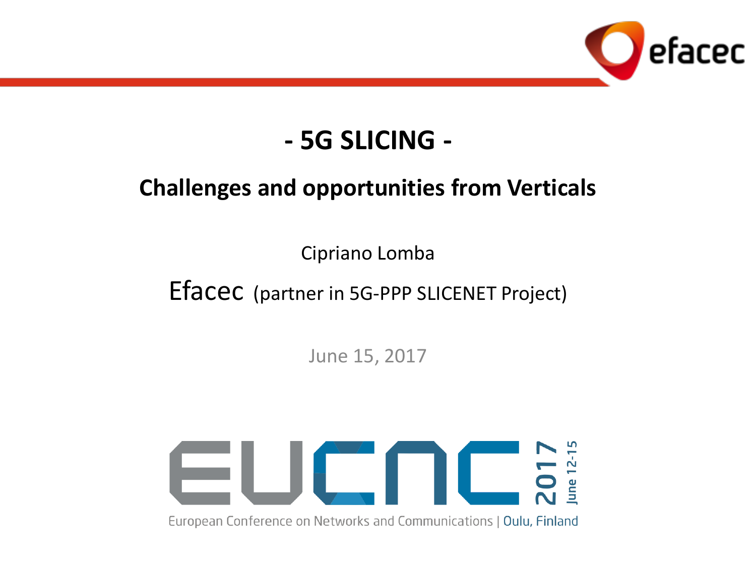# - 5G SLICING -

## Challenges and opportunities from Verticals

Cipriano Lomba

Efacec (partner in 5G-PPP SLICENET Project)

June 15, 2017

EUCNC 2017 June 12-15

European Conference on Networks and Communications | Oulu, Finland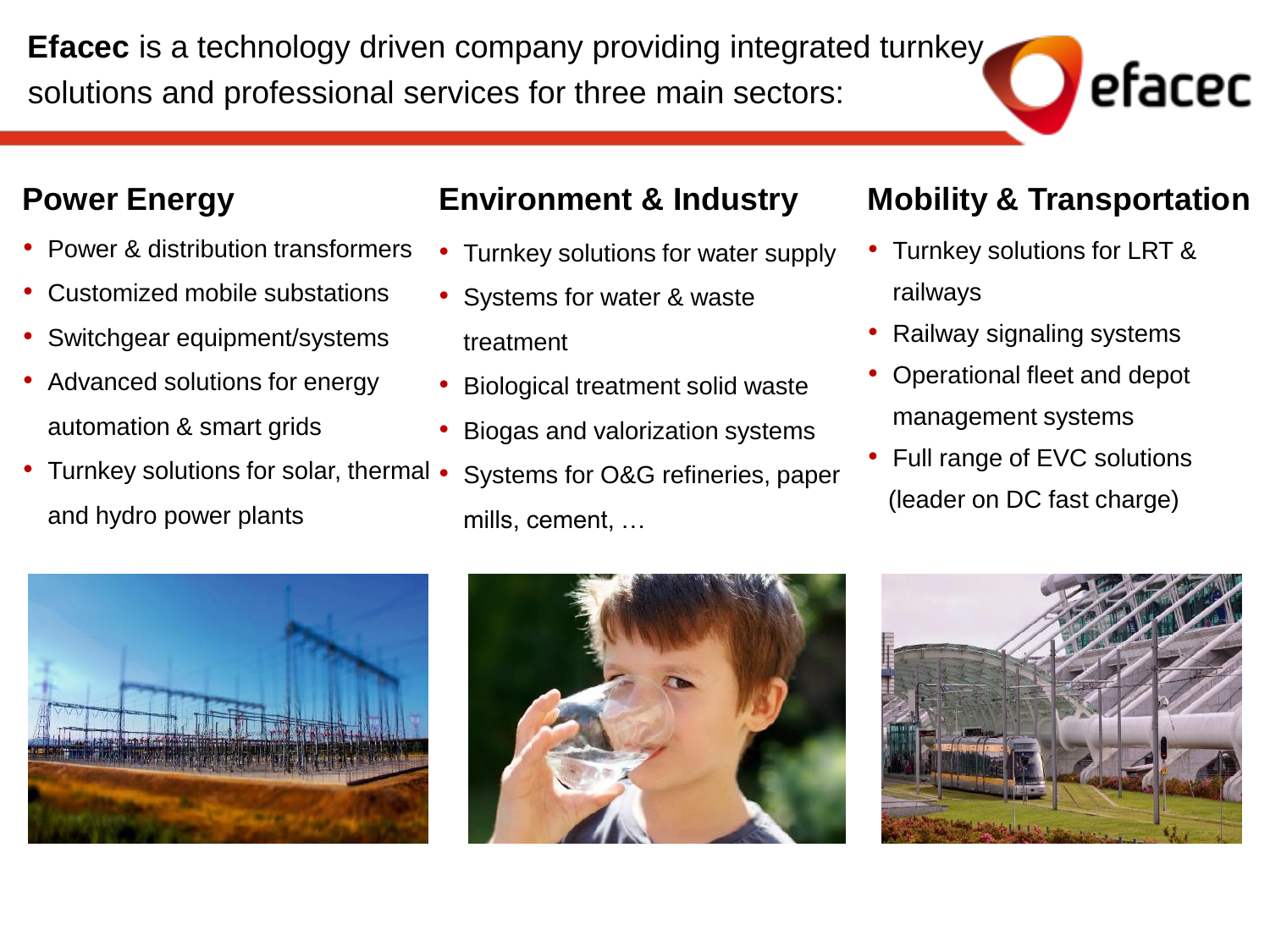**Efacec** is a technology driven company providing integrated turnkey solutions and professional services for three main sectors:

## Power Energy

- Power & distribution transformers
- Customized mobile substations
- Switchgear equipment/systems
- Advanced solutions for energy automation & smart grids
- Turnkey solutions for solar, thermal and hydro power plants

## Environment & Industry

- Turnkey solutions for water supply
- Systems for water & waste treatment
- Biological treatment solid waste
- Biogas and valorization systems
- Systems for O&G refineries, paper mills, cement, …

## Mobility & Transportation

- Turnkey solutions for LRT & railways
- Railway signaling systems
- Operational fleet and depot management systems
- Full range of EVC solutions (leader on DC fast charge)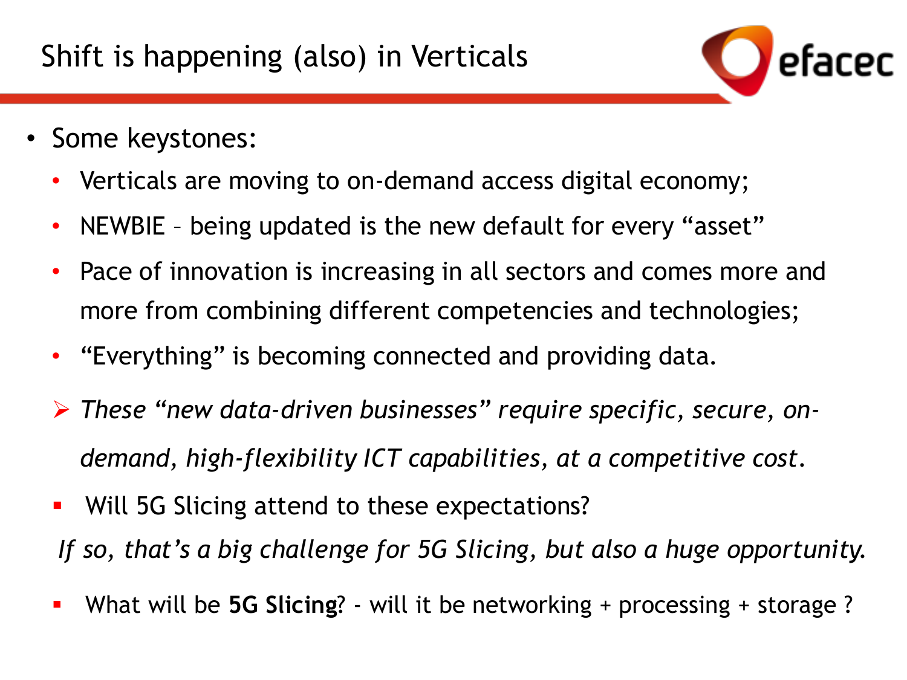# Shift is happening (also) in Verticals

- Some keystones:
  - Verticals are moving to on-demand access digital economy;
  - NEWBIE – being updated is the new default for every "asset"
  - Pace of innovation is increasing in all sectors and comes more and more from combining different competencies and technologies;
  - "Everything" is becoming connected and providing data.
  - *These "new data-driven businesses" require specific, secure, on-demand, high-flexibility ICT capabilities, at a competitive cost.*
  - Will 5G Slicing attend to these expectations?

  *If so, that's a big challenge for 5G Slicing, but also a huge opportunity.*

  - What will be **5G Slicing**? - will it be networking + processing + storage ?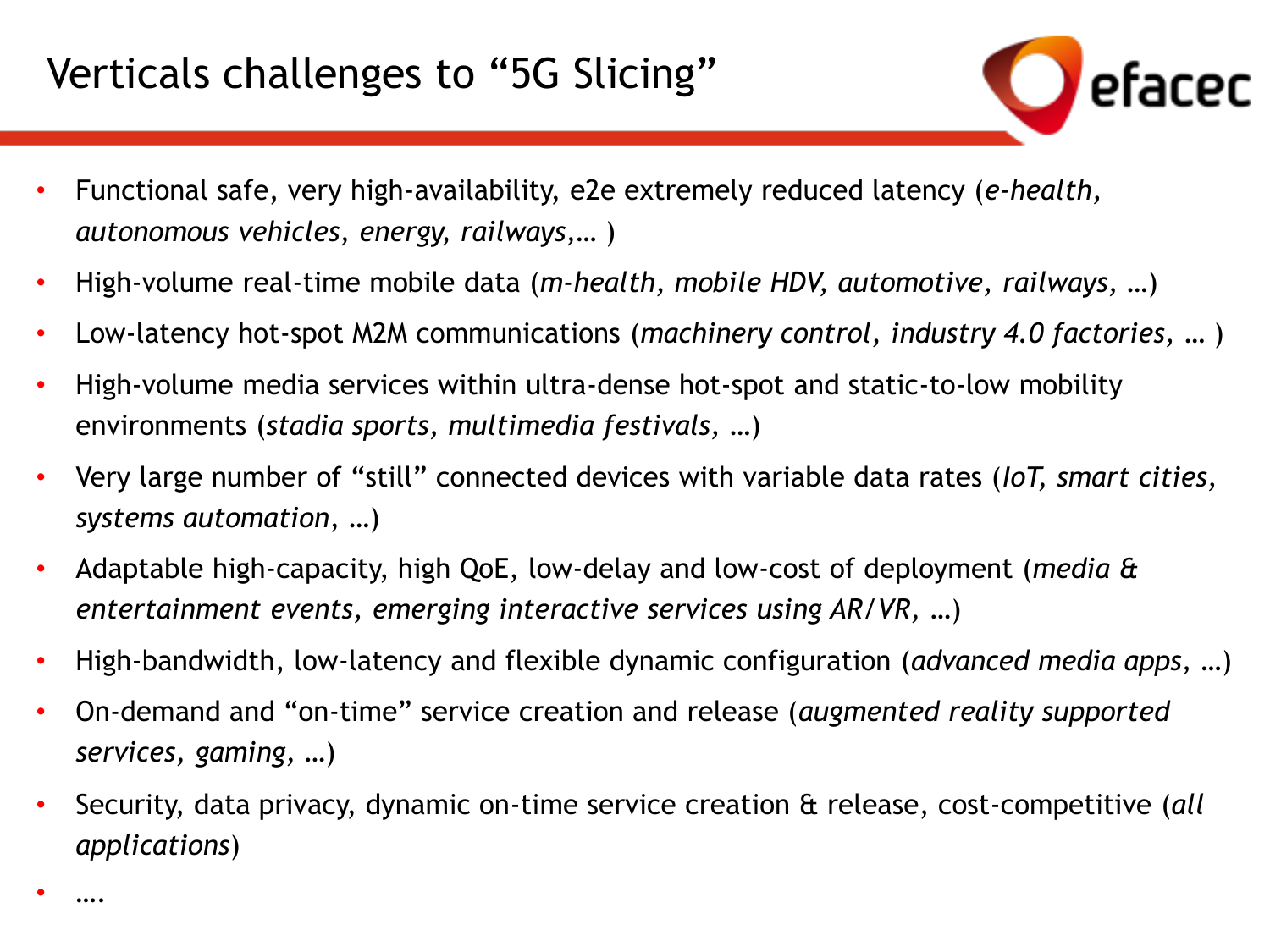# Verticals challenges to “5G Slicing”

- Functional safe, very high-availability, e2e extremely reduced latency (*e-health, autonomous vehicles, energy, railways,…* )
- High-volume real-time mobile data (*m-health, mobile HDV, automotive, railways,* …)
- Low-latency hot-spot M2M communications (*machinery control, industry 4.0 factories,* … )
- High-volume media services within ultra-dense hot-spot and static-to-low mobility environments (*stadia sports, multimedia festivals,* …)
- Very large number of “still” connected devices with variable data rates (*IoT, smart cities, systems automation*, …)
- Adaptable high-capacity, high QoE, low-delay and low-cost of deployment (*media & entertainment events, emerging interactive services using AR/VR,* …)
- High-bandwidth, low-latency and flexible dynamic configuration (*advanced media apps,* …)
- On-demand and “on-time” service creation and release (*augmented reality supported services, gaming,* …)
- Security, data privacy, dynamic on-time service creation & release, cost-competitive (*all applications*)
- ….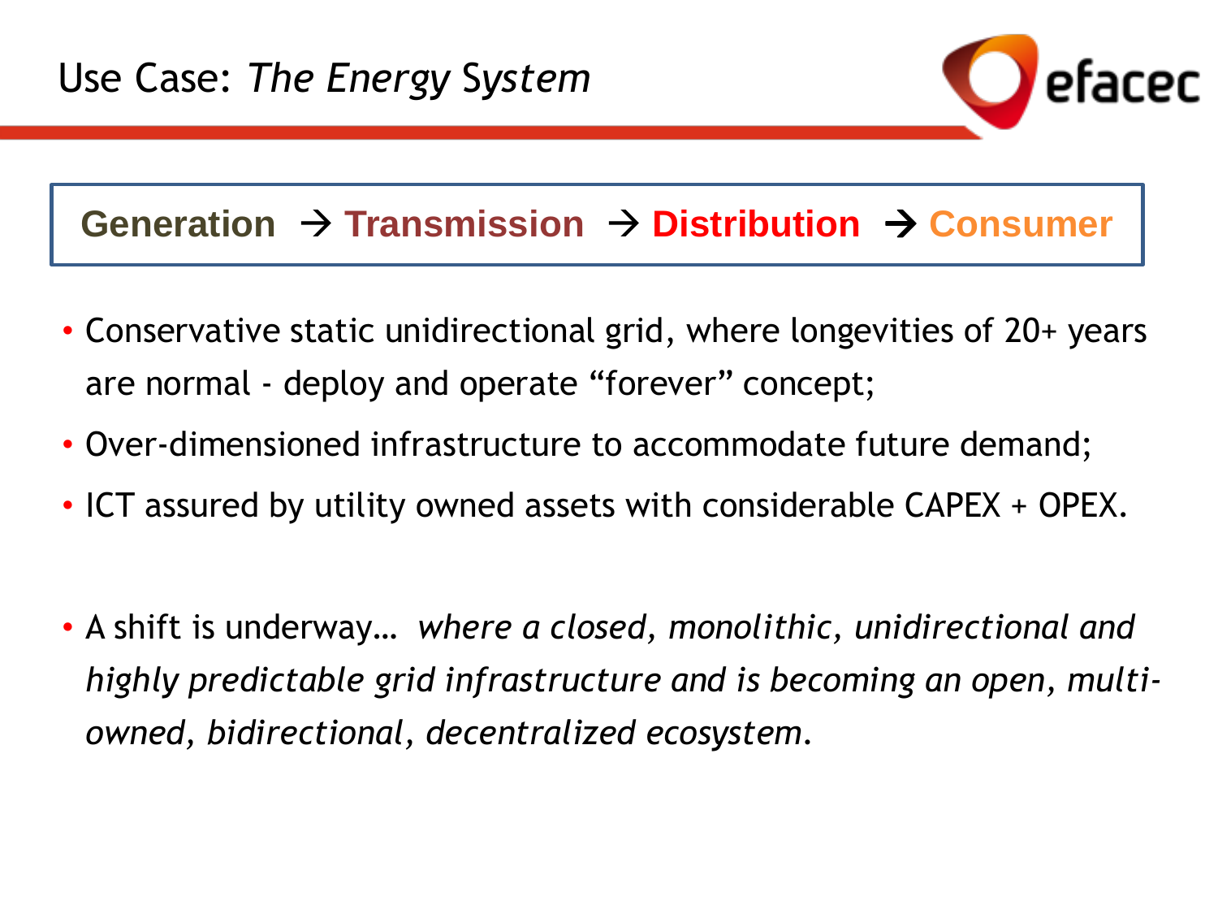# Use Case: *The Energy System*

**Generation → Transmission → Distribution → Consumer**

- Conservative static unidirectional grid, where longevities of 20+ years are normal - deploy and operate "forever" concept;
- Over-dimensioned infrastructure to accommodate future demand;
- ICT assured by utility owned assets with considerable CAPEX + OPEX.

- A shift is underway… *where a closed, monolithic, unidirectional and highly predictable grid infrastructure and is becoming an open, multi-owned, bidirectional, decentralized ecosystem.*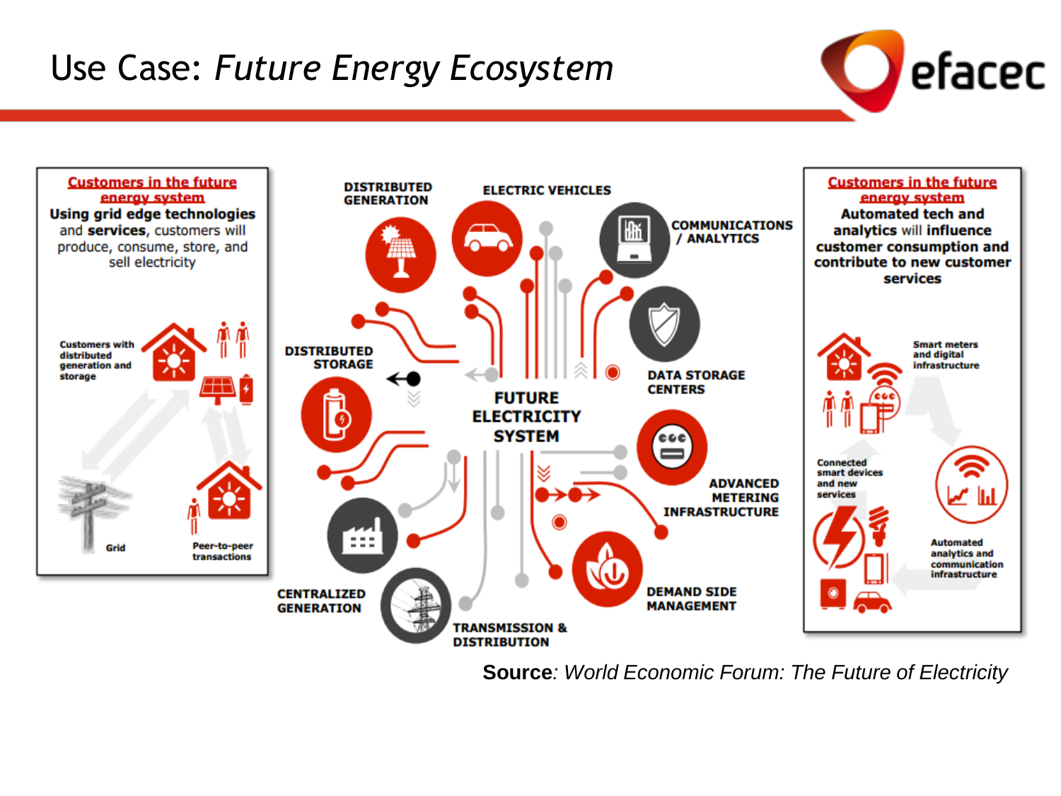# Use Case: *Future Energy Ecosystem*

**Customers in the future energy system**

**Using grid edge technologies** and **services**, customers will produce, consume, store, and sell electricity

Customers with distributed generation and storage

Grid

Peer-to-peer transactions

DISTRIBUTED GENERATION

ELECTRIC VEHICLES

COMMUNICATIONS / ANALYTICS

DATA STORAGE CENTERS

DISTRIBUTED STORAGE

FUTURE ELECTRICITY SYSTEM

ADVANCED METERING INFRASTRUCTURE

DEMAND SIDE MANAGEMENT

CENTRALIZED GENERATION

TRANSMISSION & DISTRIBUTION

**Customers in the future energy system**

**Automated tech and analytics** will **influence customer consumption and contribute to new customer services**

Smart meters and digital infrastructure

Connected smart devices and new services

Automated analytics and communication infrastructure

**Source**: *World Economic Forum: The Future of Electricity*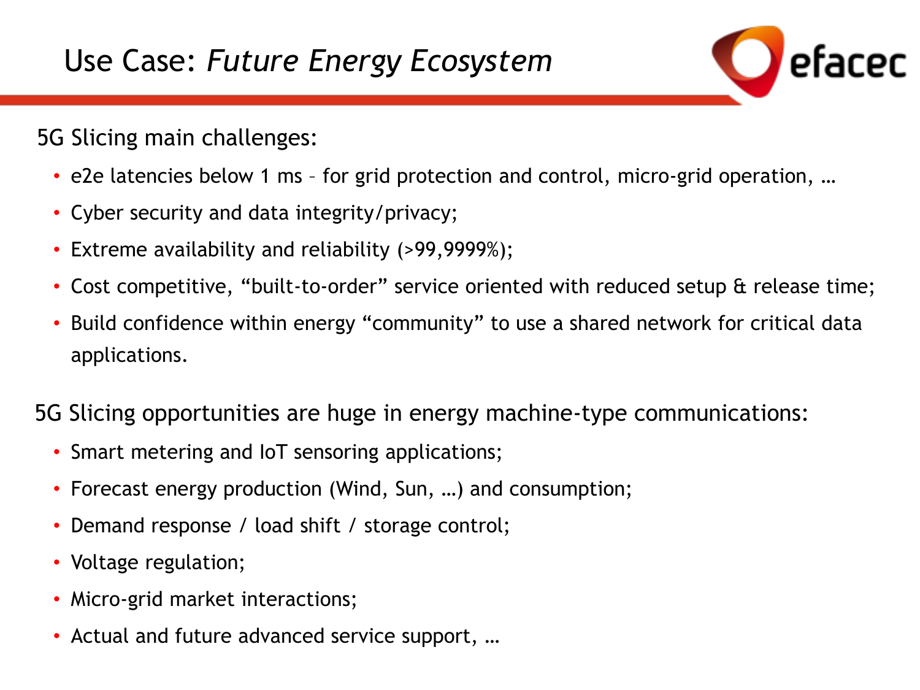# Use Case: *Future Energy Ecosystem*

5G Slicing main challenges:

- e2e latencies below 1 ms – for grid protection and control, micro-grid operation, …
- Cyber security and data integrity/privacy;
- Extreme availability and reliability (>99,9999%);
- Cost competitive, “built-to-order” service oriented with reduced setup & release time;
- Build confidence within energy “community” to use a shared network for critical data applications.

5G Slicing opportunities are huge in energy machine-type communications:

- Smart metering and IoT sensoring applications;
- Forecast energy production (Wind, Sun, …) and consumption;
- Demand response / load shift / storage control;
- Voltage regulation;
- Micro-grid market interactions;
- Actual and future advanced service support, …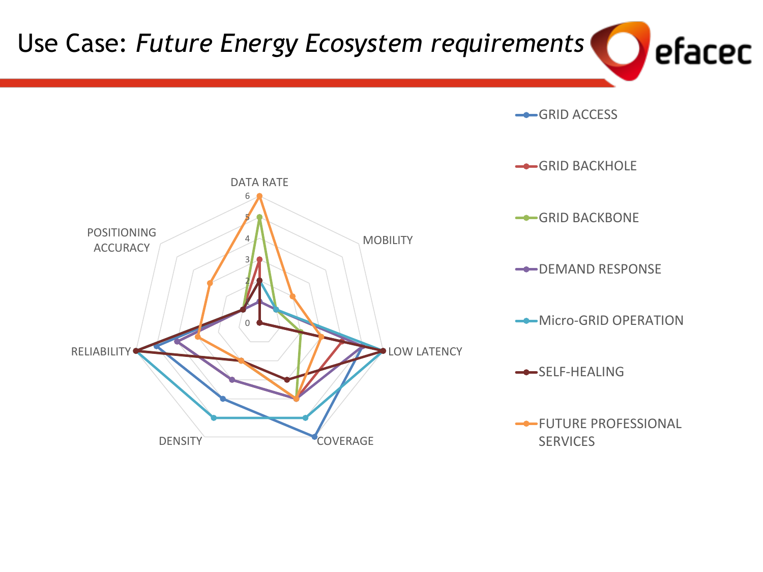# Use Case: *Future Energy Ecosystem requirements*

DATA RATE

MOBILITY

LOW LATENCY

COVERAGE

DENSITY

RELIABILITY

POSITIONING ACCURACY

0 1 2 3 4 5 6

- GRID ACCESS
- GRID BACKHOLE
- GRID BACKBONE
- DEMAND RESPONSE
- Micro-GRID OPERATION
- SELF-HEALING
- FUTURE PROFESSIONAL SERVICES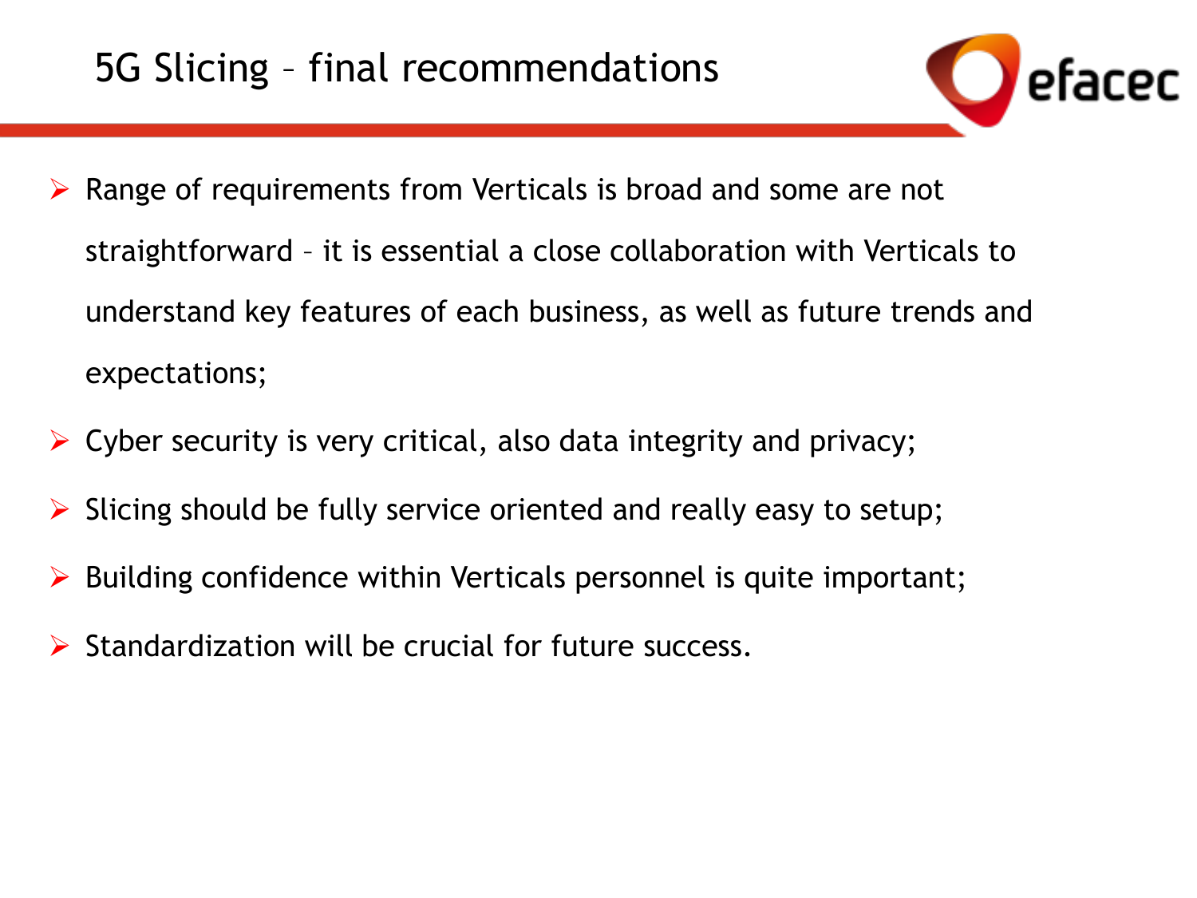# 5G Slicing – final recommendations

- Range of requirements from Verticals is broad and some are not straightforward – it is essential a close collaboration with Verticals to understand key features of each business, as well as future trends and expectations;
- Cyber security is very critical, also data integrity and privacy;
- Slicing should be fully service oriented and really easy to setup;
- Building confidence within Verticals personnel is quite important;
- Standardization will be crucial for future success.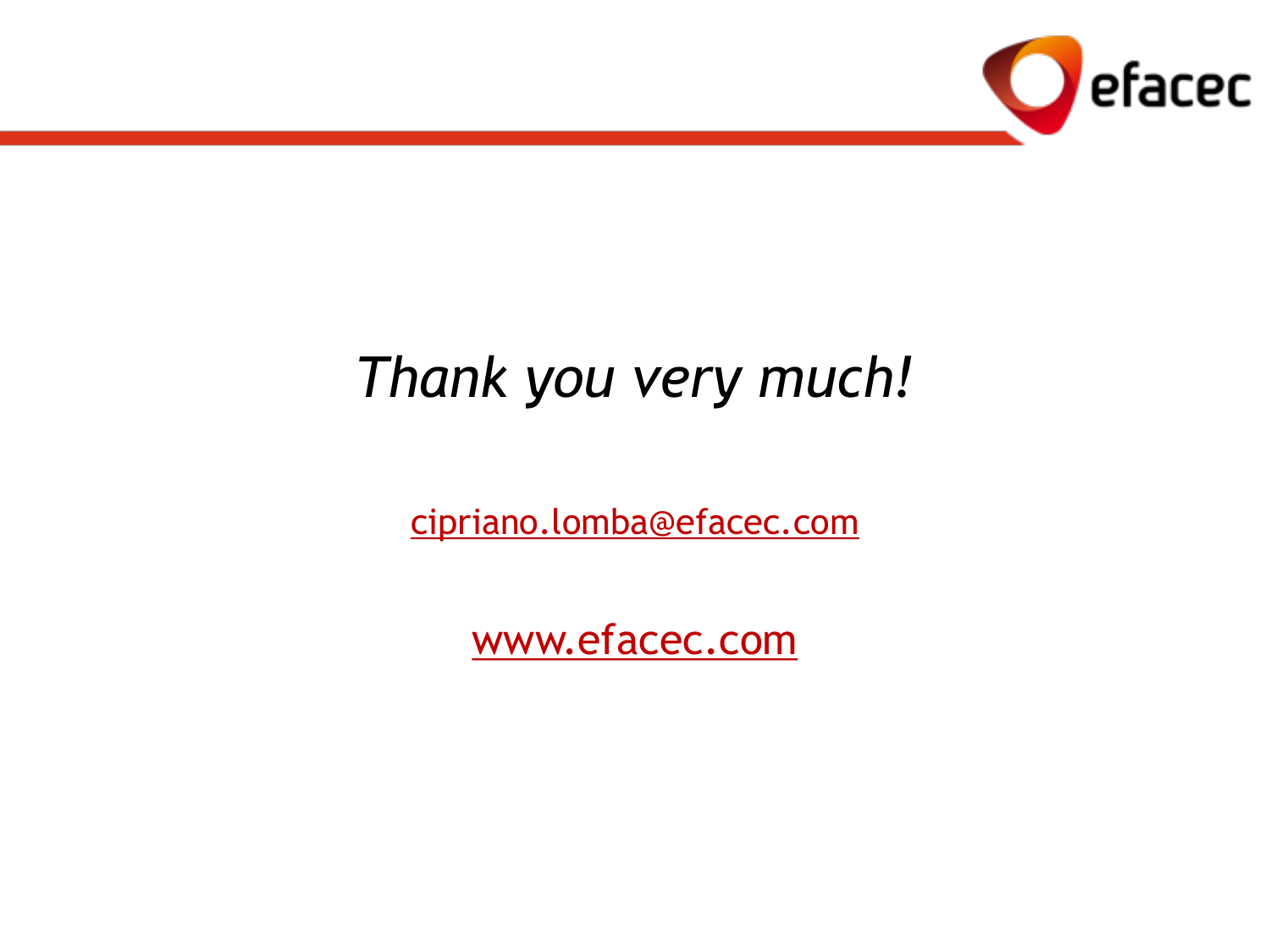*Thank you very much!*

cipriano.lomba@efacec.com

www.efacec.com